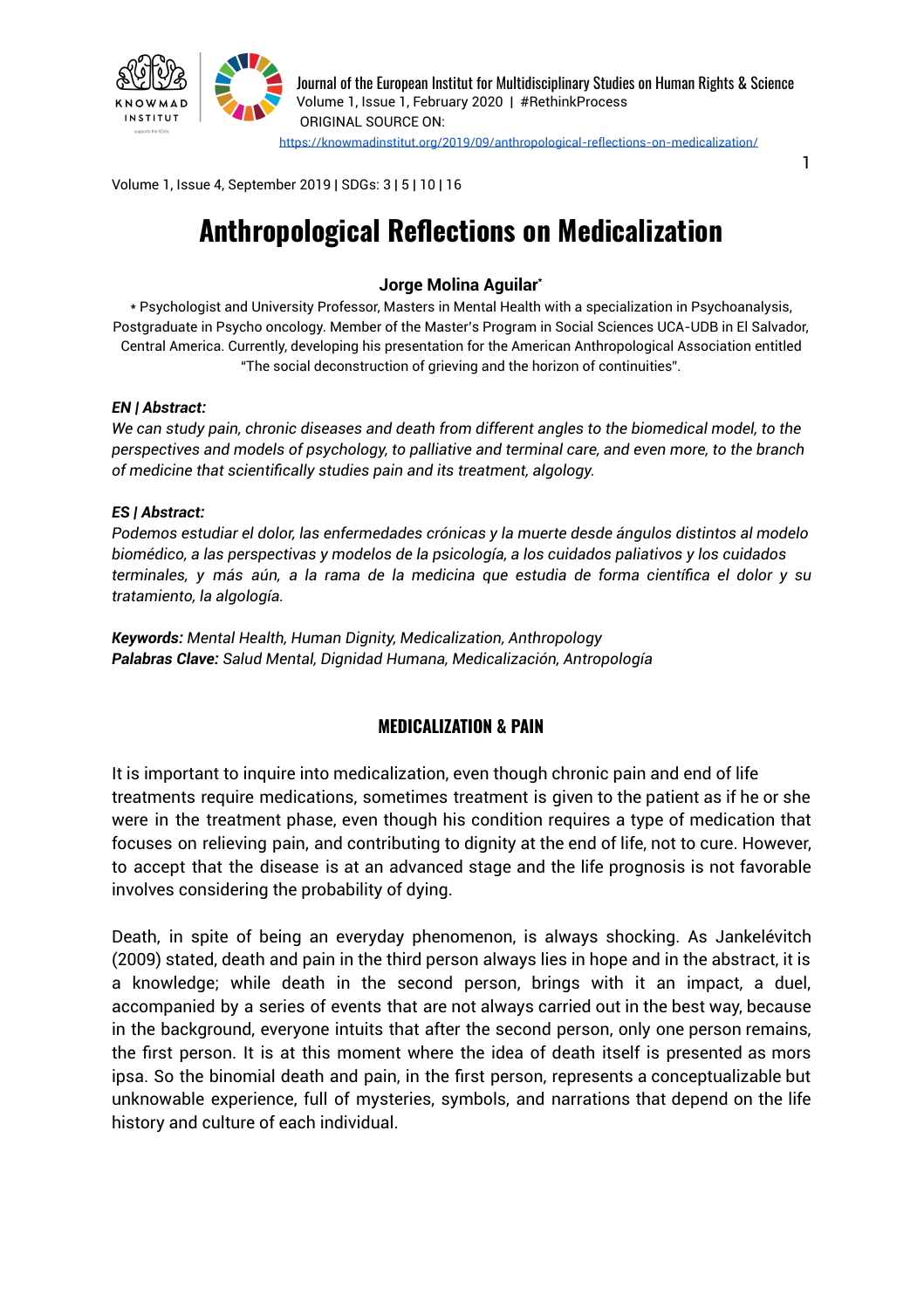Volume 1, Issue 4, September 2019 | SDGs: 3 | 5 | 10 | 16

# Anthropological Reflections on Medicalization

**Jorge Molina Aguilar***

* Psychologist and University Professor, Masters in Mental Health with a specialization in Psychoanalysis, Postgraduate in Psycho oncology. Member of the Master's Program in Social Sciences UCA-UDB in El Salvador, Central America. Currently, developing his presentation for the American Anthropological Association entitled "The social deconstruction of grieving and the horizon of continuities".

***EN | Abstract:***

*We can study pain, chronic diseases and death from different angles to the biomedical model, to the perspectives and models of psychology, to palliative and terminal care, and even more, to the branch of medicine that scientifically studies pain and its treatment, algology.*

***ES | Abstract:***

*Podemos estudiar el dolor, las enfermedades crónicas y la muerte desde ángulos distintos al modelo biomédico, a las perspectivas y modelos de la psicología, a los cuidados paliativos y los cuidados terminales, y más aún, a la rama de la medicina que estudia de forma científica el dolor y su tratamiento, la algología.*

***Keywords:*** *Mental Health, Human Dignity, Medicalization, Anthropology*
***Palabras Clave:*** *Salud Mental, Dignidad Humana, Medicalización, Antropología*

## MEDICALIZATION & PAIN

It is important to inquire into medicalization, even though chronic pain and end of life treatments require medications, sometimes treatment is given to the patient as if he or she were in the treatment phase, even though his condition requires a type of medication that focuses on relieving pain, and contributing to dignity at the end of life, not to cure. However, to accept that the disease is at an advanced stage and the life prognosis is not favorable involves considering the probability of dying.

Death, in spite of being an everyday phenomenon, is always shocking. As Jankelévitch (2009) stated, death and pain in the third person always lies in hope and in the abstract, it is a knowledge; while death in the second person, brings with it an impact, a duel, accompanied by a series of events that are not always carried out in the best way, because in the background, everyone intuits that after the second person, only one person remains, the first person. It is at this moment where the idea of death itself is presented as mors ipsa. So the binomial death and pain, in the first person, represents a conceptualizable but unknowable experience, full of mysteries, symbols, and narrations that depend on the life history and culture of each individual.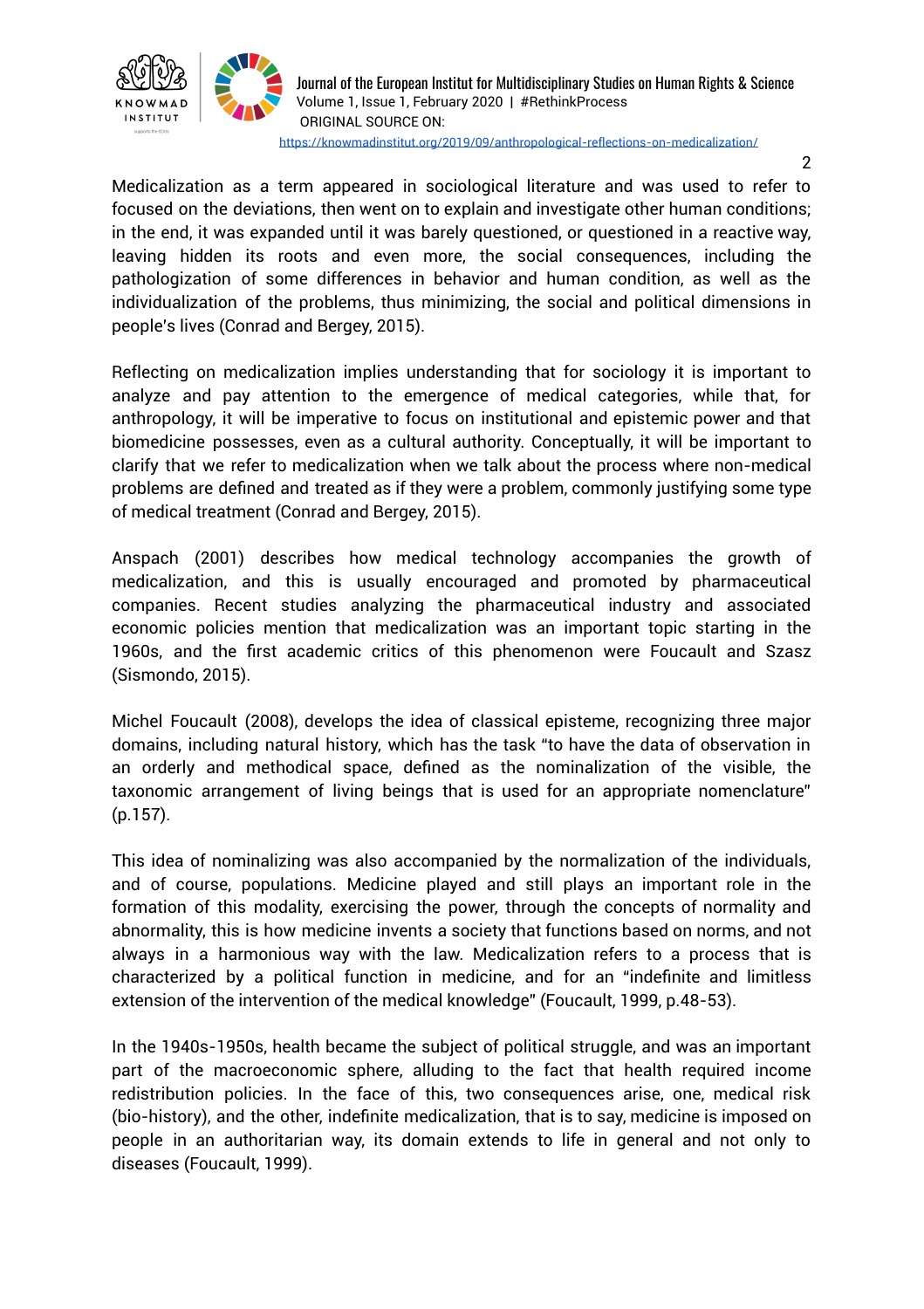Medicalization as a term appeared in sociological literature and was used to refer to focused on the deviations, then went on to explain and investigate other human conditions; in the end, it was expanded until it was barely questioned, or questioned in a reactive way, leaving hidden its roots and even more, the social consequences, including the pathologization of some differences in behavior and human condition, as well as the individualization of the problems, thus minimizing, the social and political dimensions in people's lives (Conrad and Bergey, 2015).

Reflecting on medicalization implies understanding that for sociology it is important to analyze and pay attention to the emergence of medical categories, while that, for anthropology, it will be imperative to focus on institutional and epistemic power and that biomedicine possesses, even as a cultural authority. Conceptually, it will be important to clarify that we refer to medicalization when we talk about the process where non-medical problems are defined and treated as if they were a problem, commonly justifying some type of medical treatment (Conrad and Bergey, 2015).

Anspach (2001) describes how medical technology accompanies the growth of medicalization, and this is usually encouraged and promoted by pharmaceutical companies. Recent studies analyzing the pharmaceutical industry and associated economic policies mention that medicalization was an important topic starting in the 1960s, and the first academic critics of this phenomenon were Foucault and Szasz (Sismondo, 2015).

Michel Foucault (2008), develops the idea of classical episteme, recognizing three major domains, including natural history, which has the task "to have the data of observation in an orderly and methodical space, defined as the nominalization of the visible, the taxonomic arrangement of living beings that is used for an appropriate nomenclature" (p.157).

This idea of nominalizing was also accompanied by the normalization of the individuals, and of course, populations. Medicine played and still plays an important role in the formation of this modality, exercising the power, through the concepts of normality and abnormality, this is how medicine invents a society that functions based on norms, and not always in a harmonious way with the law. Medicalization refers to a process that is characterized by a political function in medicine, and for an "indefinite and limitless extension of the intervention of the medical knowledge" (Foucault, 1999, p.48-53).

In the 1940s-1950s, health became the subject of political struggle, and was an important part of the macroeconomic sphere, alluding to the fact that health required income redistribution policies. In the face of this, two consequences arise, one, medical risk (bio-history), and the other, indefinite medicalization, that is to say, medicine is imposed on people in an authoritarian way, its domain extends to life in general and not only to diseases (Foucault, 1999).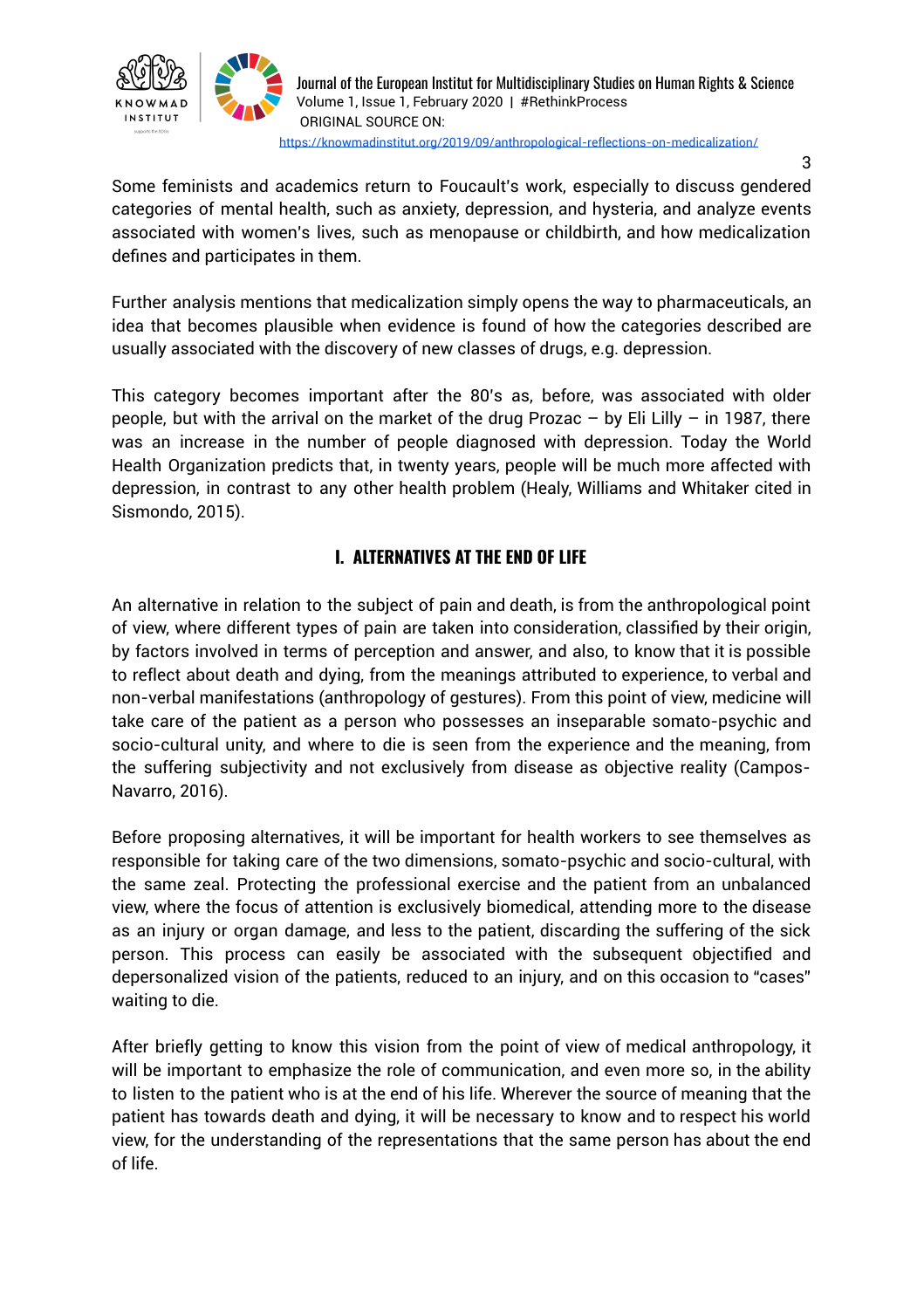Some feminists and academics return to Foucault's work, especially to discuss gendered categories of mental health, such as anxiety, depression, and hysteria, and analyze events associated with women's lives, such as menopause or childbirth, and how medicalization defines and participates in them.

Further analysis mentions that medicalization simply opens the way to pharmaceuticals, an idea that becomes plausible when evidence is found of how the categories described are usually associated with the discovery of new classes of drugs, e.g. depression.

This category becomes important after the 80's as, before, was associated with older people, but with the arrival on the market of the drug Prozac – by Eli Lilly – in 1987, there was an increase in the number of people diagnosed with depression. Today the World Health Organization predicts that, in twenty years, people will be much more affected with depression, in contrast to any other health problem (Healy, Williams and Whitaker cited in Sismondo, 2015).

## I. ALTERNATIVES AT THE END OF LIFE

An alternative in relation to the subject of pain and death, is from the anthropological point of view, where different types of pain are taken into consideration, classified by their origin, by factors involved in terms of perception and answer, and also, to know that it is possible to reflect about death and dying, from the meanings attributed to experience, to verbal and non-verbal manifestations (anthropology of gestures). From this point of view, medicine will take care of the patient as a person who possesses an inseparable somato-psychic and socio-cultural unity, and where to die is seen from the experience and the meaning, from the suffering subjectivity and not exclusively from disease as objective reality (Campos-Navarro, 2016).

Before proposing alternatives, it will be important for health workers to see themselves as responsible for taking care of the two dimensions, somato-psychic and socio-cultural, with the same zeal. Protecting the professional exercise and the patient from an unbalanced view, where the focus of attention is exclusively biomedical, attending more to the disease as an injury or organ damage, and less to the patient, discarding the suffering of the sick person. This process can easily be associated with the subsequent objectified and depersonalized vision of the patients, reduced to an injury, and on this occasion to "cases" waiting to die.

After briefly getting to know this vision from the point of view of medical anthropology, it will be important to emphasize the role of communication, and even more so, in the ability to listen to the patient who is at the end of his life. Wherever the source of meaning that the patient has towards death and dying, it will be necessary to know and to respect his world view, for the understanding of the representations that the same person has about the end of life.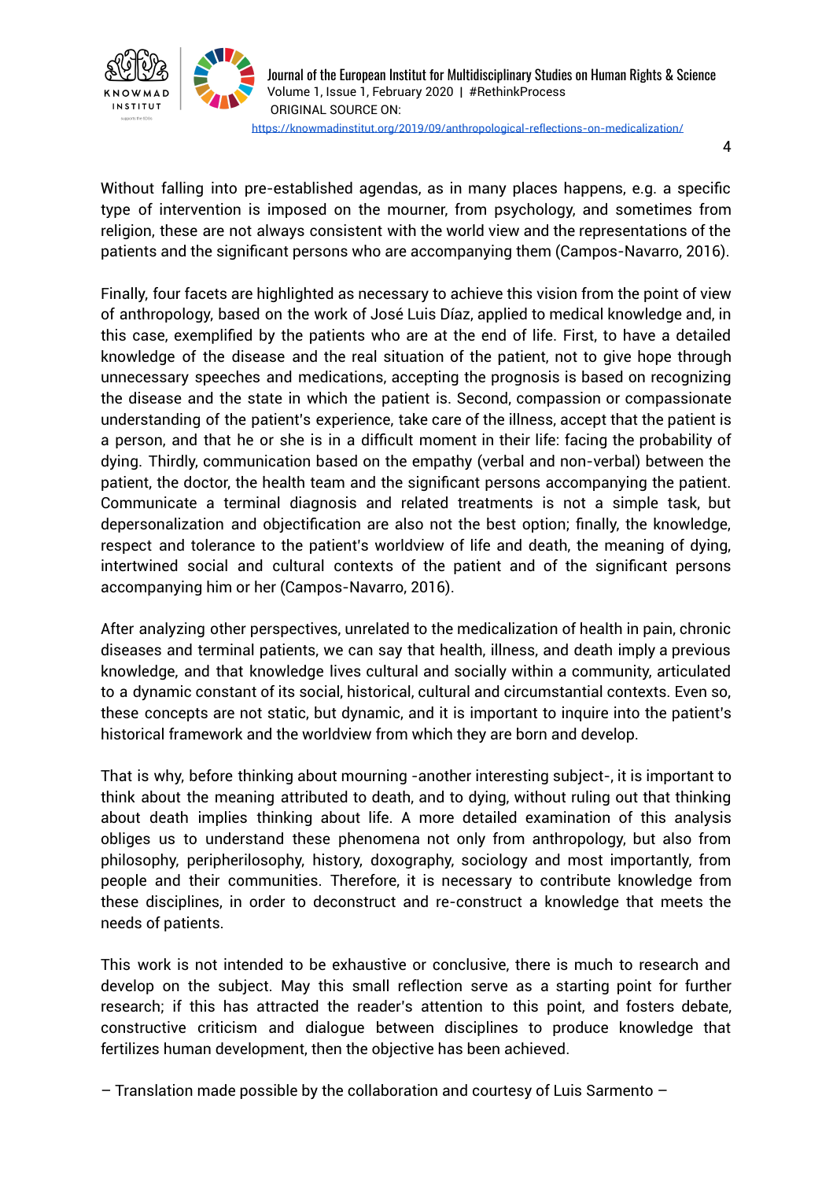Without falling into pre-established agendas, as in many places happens, e.g. a specific type of intervention is imposed on the mourner, from psychology, and sometimes from religion, these are not always consistent with the world view and the representations of the patients and the significant persons who are accompanying them (Campos-Navarro, 2016).

Finally, four facets are highlighted as necessary to achieve this vision from the point of view of anthropology, based on the work of José Luis Díaz, applied to medical knowledge and, in this case, exemplified by the patients who are at the end of life. First, to have a detailed knowledge of the disease and the real situation of the patient, not to give hope through unnecessary speeches and medications, accepting the prognosis is based on recognizing the disease and the state in which the patient is. Second, compassion or compassionate understanding of the patient's experience, take care of the illness, accept that the patient is a person, and that he or she is in a difficult moment in their life: facing the probability of dying. Thirdly, communication based on the empathy (verbal and non-verbal) between the patient, the doctor, the health team and the significant persons accompanying the patient. Communicate a terminal diagnosis and related treatments is not a simple task, but depersonalization and objectification are also not the best option; finally, the knowledge, respect and tolerance to the patient's worldview of life and death, the meaning of dying, intertwined social and cultural contexts of the patient and of the significant persons accompanying him or her (Campos-Navarro, 2016).

After analyzing other perspectives, unrelated to the medicalization of health in pain, chronic diseases and terminal patients, we can say that health, illness, and death imply a previous knowledge, and that knowledge lives cultural and socially within a community, articulated to a dynamic constant of its social, historical, cultural and circumstantial contexts. Even so, these concepts are not static, but dynamic, and it is important to inquire into the patient's historical framework and the worldview from which they are born and develop.

That is why, before thinking about mourning -another interesting subject-, it is important to think about the meaning attributed to death, and to dying, without ruling out that thinking about death implies thinking about life. A more detailed examination of this analysis obliges us to understand these phenomena not only from anthropology, but also from philosophy, peripherilosophy, history, doxography, sociology and most importantly, from people and their communities. Therefore, it is necessary to contribute knowledge from these disciplines, in order to deconstruct and re-construct a knowledge that meets the needs of patients.

This work is not intended to be exhaustive or conclusive, there is much to research and develop on the subject. May this small reflection serve as a starting point for further research; if this has attracted the reader's attention to this point, and fosters debate, constructive criticism and dialogue between disciplines to produce knowledge that fertilizes human development, then the objective has been achieved.

– Translation made possible by the collaboration and courtesy of Luis Sarmento –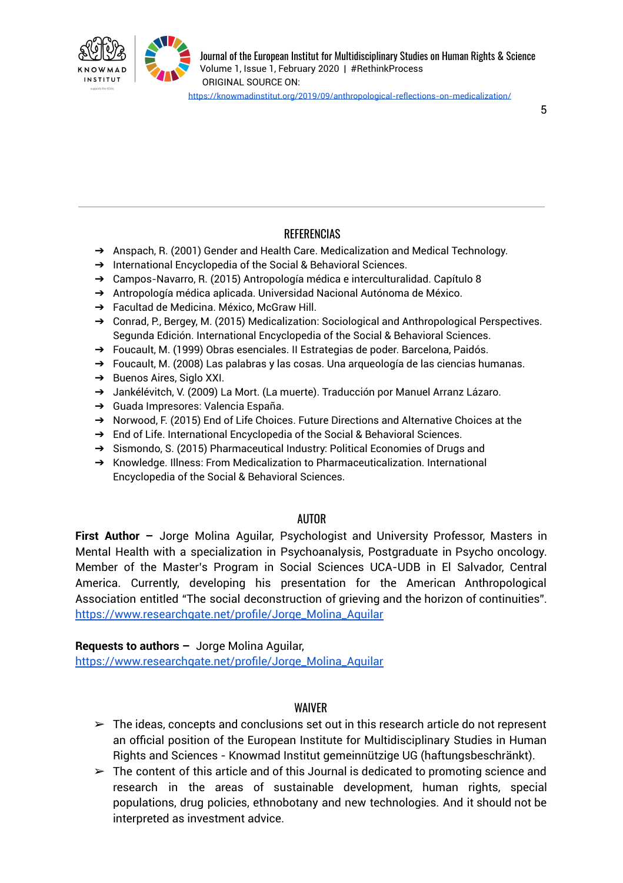## REFERENCIAS

- Anspach, R. (2001) Gender and Health Care. Medicalization and Medical Technology.
- International Encyclopedia of the Social & Behavioral Sciences.
- Campos-Navarro, R. (2015) Antropología médica e interculturalidad. Capítulo 8
- Antropología médica aplicada. Universidad Nacional Autónoma de México.
- Facultad de Medicina. México, McGraw Hill.
- Conrad, P., Bergey, M. (2015) Medicalization: Sociological and Anthropological Perspectives. Segunda Edición. International Encyclopedia of the Social & Behavioral Sciences.
- Foucault, M. (1999) Obras esenciales. II Estrategias de poder. Barcelona, Paidós.
- Foucault, M. (2008) Las palabras y las cosas. Una arqueología de las ciencias humanas.
- Buenos Aires, Siglo XXI.
- Jankélévitch, V. (2009) La Mort. (La muerte). Traducción por Manuel Arranz Lázaro.
- Guada Impresores: Valencia España.
- Norwood, F. (2015) End of Life Choices. Future Directions and Alternative Choices at the
- End of Life. International Encyclopedia of the Social & Behavioral Sciences.
- Sismondo, S. (2015) Pharmaceutical Industry: Political Economies of Drugs and
- Knowledge. Illness: From Medicalization to Pharmaceuticalization. International Encyclopedia of the Social & Behavioral Sciences.

## AUTOR

**First Author –** Jorge Molina Aguilar, Psychologist and University Professor, Masters in Mental Health with a specialization in Psychoanalysis, Postgraduate in Psycho oncology. Member of the Master's Program in Social Sciences UCA-UDB in El Salvador, Central America. Currently, developing his presentation for the American Anthropological Association entitled "The social deconstruction of grieving and the horizon of continuities". https://www.researchgate.net/profile/Jorge_Molina_Aguilar

**Requests to authors –** Jorge Molina Aguilar, https://www.researchgate.net/profile/Jorge_Molina_Aguilar

## WAIVER

- The ideas, concepts and conclusions set out in this research article do not represent an official position of the European Institute for Multidisciplinary Studies in Human Rights and Sciences - Knowmad Institut gemeinnützige UG (haftungsbeschränkt).
- The content of this article and of this Journal is dedicated to promoting science and research in the areas of sustainable development, human rights, special populations, drug policies, ethnobotany and new technologies. And it should not be interpreted as investment advice.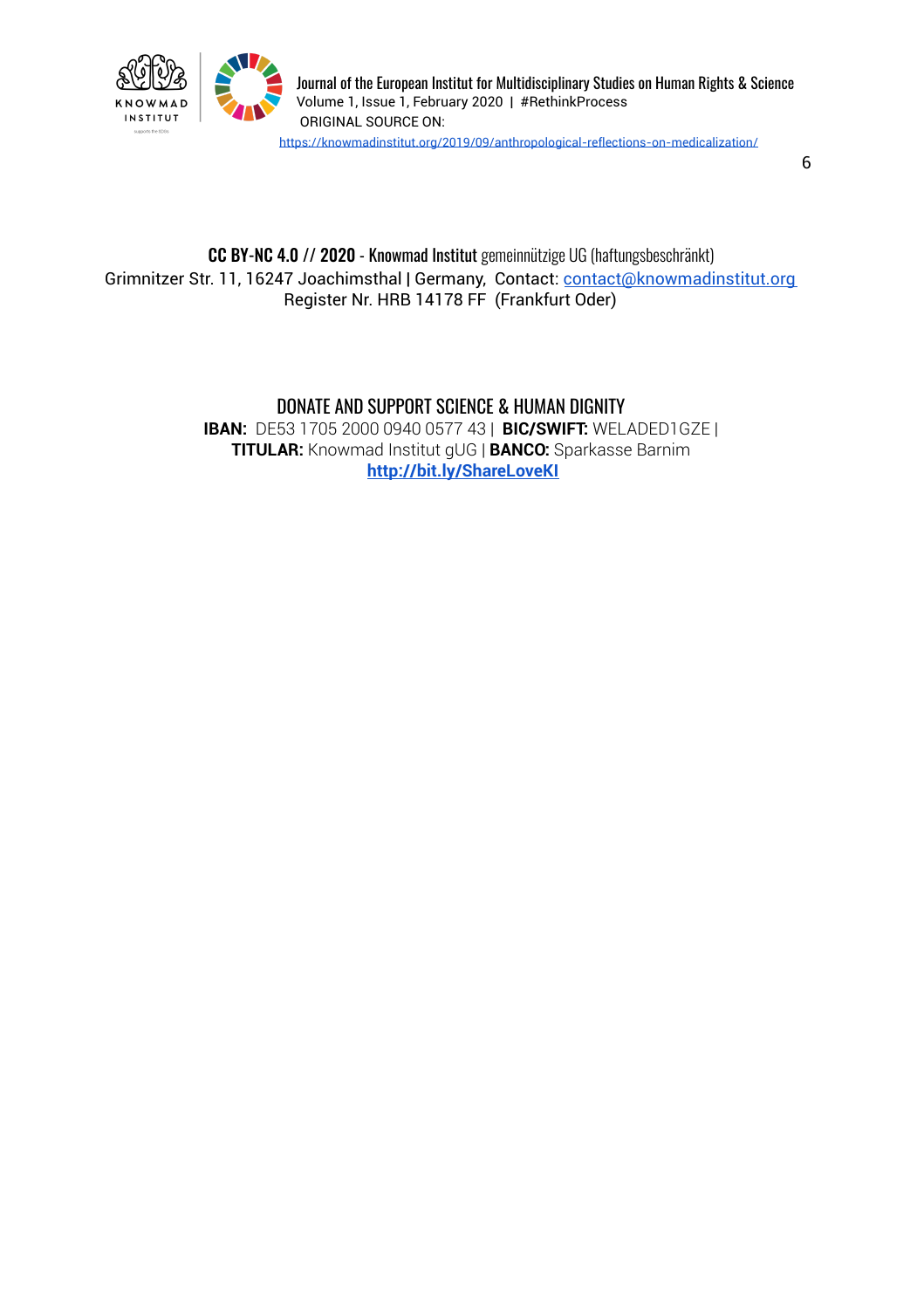**CC BY-NC 4.0** // **2020** - **Knowmad Institut** gemeinnützige UG (haftungsbeschränkt)
Grimnitzer Str. 11, 16247 Joachimsthal | Germany, Contact: contact@knowmadinstitut.org
Register Nr. HRB 14178 FF (Frankfurt Oder)

DONATE AND SUPPORT SCIENCE & HUMAN DIGNITY

**IBAN:** DE53 1705 2000 0940 0577 43 | **BIC/SWIFT:** WELADED1GZE |
**TITULAR:** Knowmad Institut gUG | **BANCO:** Sparkasse Barnim
**http://bit.ly/ShareLoveKI**